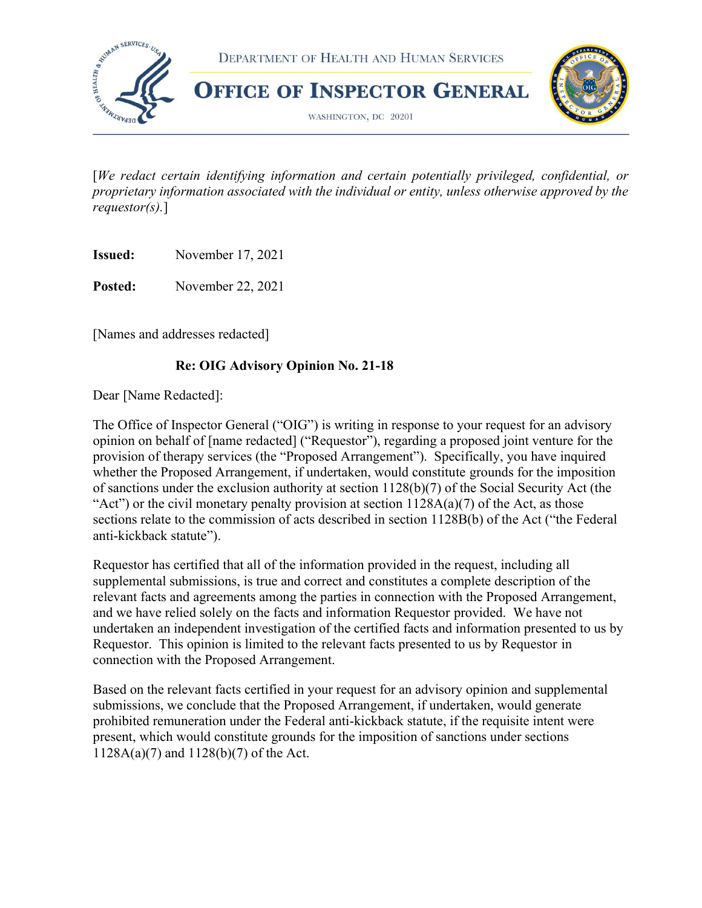DEPARTMENT OF HEALTH AND HUMAN SERVICES

# OFFICE OF INSPECTOR GENERAL

WASHINGTON, DC 20201

[*We redact certain identifying information and certain potentially privileged, confidential, or proprietary information associated with the individual or entity, unless otherwise approved by the requestor(s).*]

**Issued:** November 17, 2021

**Posted:** November 22, 2021

[Names and addresses redacted]

**Re: OIG Advisory Opinion No. 21-18**

Dear [Name Redacted]:

The Office of Inspector General ("OIG") is writing in response to your request for an advisory opinion on behalf of [name redacted] ("Requestor"), regarding a proposed joint venture for the provision of therapy services (the "Proposed Arrangement"). Specifically, you have inquired whether the Proposed Arrangement, if undertaken, would constitute grounds for the imposition of sanctions under the exclusion authority at section 1128(b)(7) of the Social Security Act (the "Act") or the civil monetary penalty provision at section 1128A(a)(7) of the Act, as those sections relate to the commission of acts described in section 1128B(b) of the Act ("the Federal anti-kickback statute").

Requestor has certified that all of the information provided in the request, including all supplemental submissions, is true and correct and constitutes a complete description of the relevant facts and agreements among the parties in connection with the Proposed Arrangement, and we have relied solely on the facts and information Requestor provided. We have not undertaken an independent investigation of the certified facts and information presented to us by Requestor. This opinion is limited to the relevant facts presented to us by Requestor in connection with the Proposed Arrangement.

Based on the relevant facts certified in your request for an advisory opinion and supplemental submissions, we conclude that the Proposed Arrangement, if undertaken, would generate prohibited remuneration under the Federal anti-kickback statute, if the requisite intent were present, which would constitute grounds for the imposition of sanctions under sections 1128A(a)(7) and 1128(b)(7) of the Act.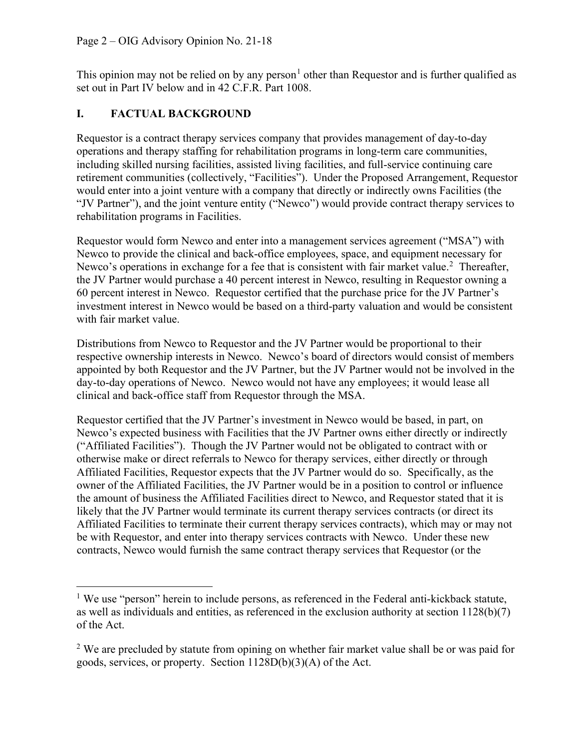This opinion may not be relied on by any person[1] other than Requestor and is further qualified as set out in Part IV below and in 42 C.F.R. Part 1008.

## I. FACTUAL BACKGROUND

Requestor is a contract therapy services company that provides management of day-to-day operations and therapy staffing for rehabilitation programs in long-term care communities, including skilled nursing facilities, assisted living facilities, and full-service continuing care retirement communities (collectively, "Facilities"). Under the Proposed Arrangement, Requestor would enter into a joint venture with a company that directly or indirectly owns Facilities (the "JV Partner"), and the joint venture entity ("Newco") would provide contract therapy services to rehabilitation programs in Facilities.

Requestor would form Newco and enter into a management services agreement ("MSA") with Newco to provide the clinical and back-office employees, space, and equipment necessary for Newco's operations in exchange for a fee that is consistent with fair market value.[2] Thereafter, the JV Partner would purchase a 40 percent interest in Newco, resulting in Requestor owning a 60 percent interest in Newco. Requestor certified that the purchase price for the JV Partner's investment interest in Newco would be based on a third-party valuation and would be consistent with fair market value.

Distributions from Newco to Requestor and the JV Partner would be proportional to their respective ownership interests in Newco. Newco's board of directors would consist of members appointed by both Requestor and the JV Partner, but the JV Partner would not be involved in the day-to-day operations of Newco. Newco would not have any employees; it would lease all clinical and back-office staff from Requestor through the MSA.

Requestor certified that the JV Partner's investment in Newco would be based, in part, on Newco's expected business with Facilities that the JV Partner owns either directly or indirectly ("Affiliated Facilities"). Though the JV Partner would not be obligated to contract with or otherwise make or direct referrals to Newco for therapy services, either directly or through Affiliated Facilities, Requestor expects that the JV Partner would do so. Specifically, as the owner of the Affiliated Facilities, the JV Partner would be in a position to control or influence the amount of business the Affiliated Facilities direct to Newco, and Requestor stated that it is likely that the JV Partner would terminate its current therapy services contracts (or direct its Affiliated Facilities to terminate their current therapy services contracts), which may or may not be with Requestor, and enter into therapy services contracts with Newco. Under these new contracts, Newco would furnish the same contract therapy services that Requestor (or the

---

[1] We use "person" herein to include persons, as referenced in the Federal anti-kickback statute, as well as individuals and entities, as referenced in the exclusion authority at section 1128(b)(7) of the Act.

[2] We are precluded by statute from opining on whether fair market value shall be or was paid for goods, services, or property. Section 1128D(b)(3)(A) of the Act.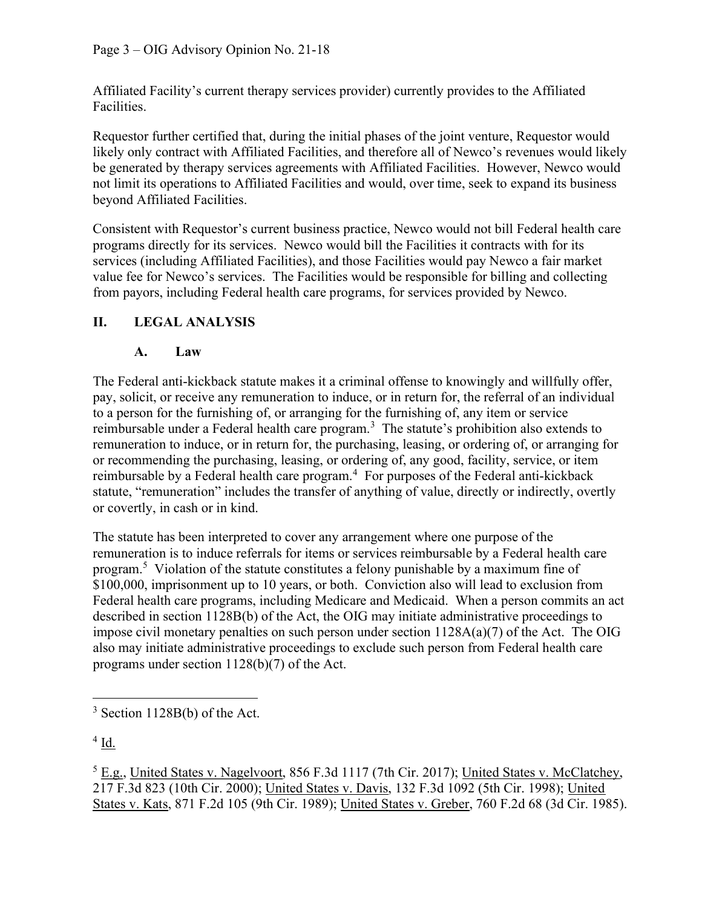Affiliated Facility's current therapy services provider) currently provides to the Affiliated Facilities.

Requestor further certified that, during the initial phases of the joint venture, Requestor would likely only contract with Affiliated Facilities, and therefore all of Newco's revenues would likely be generated by therapy services agreements with Affiliated Facilities. However, Newco would not limit its operations to Affiliated Facilities and would, over time, seek to expand its business beyond Affiliated Facilities.

Consistent with Requestor's current business practice, Newco would not bill Federal health care programs directly for its services. Newco would bill the Facilities it contracts with for its services (including Affiliated Facilities), and those Facilities would pay Newco a fair market value fee for Newco's services. The Facilities would be responsible for billing and collecting from payors, including Federal health care programs, for services provided by Newco.

## II. LEGAL ANALYSIS

### A. Law

The Federal anti-kickback statute makes it a criminal offense to knowingly and willfully offer, pay, solicit, or receive any remuneration to induce, or in return for, the referral of an individual to a person for the furnishing of, or arranging for the furnishing of, any item or service reimbursable under a Federal health care program.[3] The statute's prohibition also extends to remuneration to induce, or in return for, the purchasing, leasing, or ordering of, or arranging for or recommending the purchasing, leasing, or ordering of, any good, facility, service, or item reimbursable by a Federal health care program.[4] For purposes of the Federal anti-kickback statute, "remuneration" includes the transfer of anything of value, directly or indirectly, overtly or covertly, in cash or in kind.

The statute has been interpreted to cover any arrangement where one purpose of the remuneration is to induce referrals for items or services reimbursable by a Federal health care program.[5] Violation of the statute constitutes a felony punishable by a maximum fine of $100,000, imprisonment up to 10 years, or both. Conviction also will lead to exclusion from Federal health care programs, including Medicare and Medicaid. When a person commits an act described in section 1128B(b) of the Act, the OIG may initiate administrative proceedings to impose civil monetary penalties on such person under section 1128A(a)(7) of the Act. The OIG also may initiate administrative proceedings to exclude such person from Federal health care programs under section 1128(b)(7) of the Act.

---

[3] Section 1128B(b) of the Act.

[4] Id.

[5] E.g., United States v. Nagelvoort, 856 F.3d 1117 (7th Cir. 2017); United States v. McClatchey, 217 F.3d 823 (10th Cir. 2000); United States v. Davis, 132 F.3d 1092 (5th Cir. 1998); United States v. Kats, 871 F.2d 105 (9th Cir. 1989); United States v. Greber, 760 F.2d 68 (3d Cir. 1985).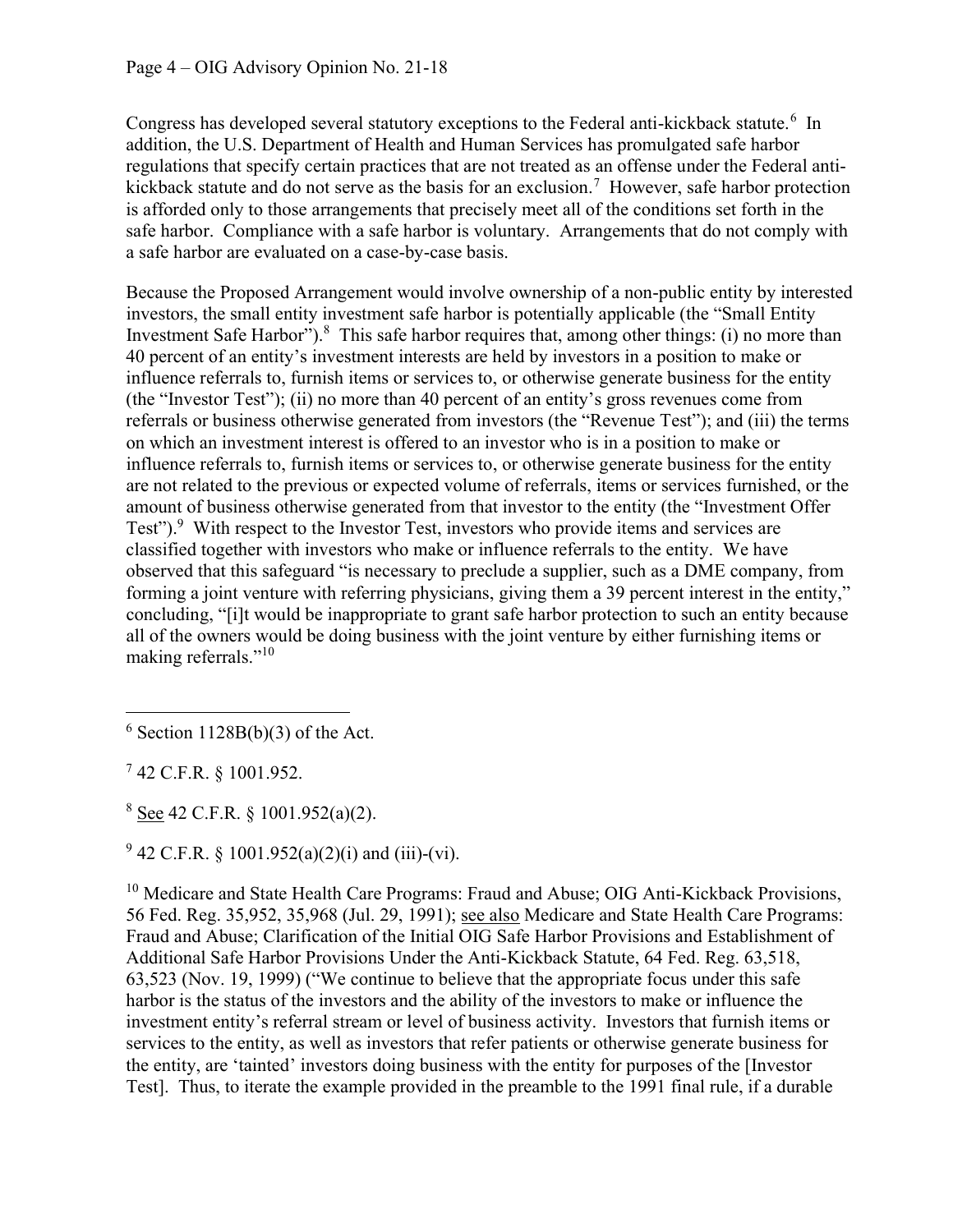Congress has developed several statutory exceptions to the Federal anti-kickback statute.[6] In addition, the U.S. Department of Health and Human Services has promulgated safe harbor regulations that specify certain practices that are not treated as an offense under the Federal anti-kickback statute and do not serve as the basis for an exclusion.[7] However, safe harbor protection is afforded only to those arrangements that precisely meet all of the conditions set forth in the safe harbor. Compliance with a safe harbor is voluntary. Arrangements that do not comply with a safe harbor are evaluated on a case-by-case basis.

Because the Proposed Arrangement would involve ownership of a non-public entity by interested investors, the small entity investment safe harbor is potentially applicable (the "Small Entity Investment Safe Harbor").[8] This safe harbor requires that, among other things: (i) no more than 40 percent of an entity's investment interests are held by investors in a position to make or influence referrals to, furnish items or services to, or otherwise generate business for the entity (the "Investor Test"); (ii) no more than 40 percent of an entity's gross revenues come from referrals or business otherwise generated from investors (the "Revenue Test"); and (iii) the terms on which an investment interest is offered to an investor who is in a position to make or influence referrals to, furnish items or services to, or otherwise generate business for the entity are not related to the previous or expected volume of referrals, items or services furnished, or the amount of business otherwise generated from that investor to the entity (the "Investment Offer Test").[9] With respect to the Investor Test, investors who provide items and services are classified together with investors who make or influence referrals to the entity. We have observed that this safeguard "is necessary to preclude a supplier, such as a DME company, from forming a joint venture with referring physicians, giving them a 39 percent interest in the entity," concluding, "[i]t would be inappropriate to grant safe harbor protection to such an entity because all of the owners would be doing business with the joint venture by either furnishing items or making referrals."[10]

---

[6] Section 1128B(b)(3) of the Act.

[7] 42 C.F.R. § 1001.952.

[8] See 42 C.F.R. § 1001.952(a)(2).

[9] 42 C.F.R. § 1001.952(a)(2)(i) and (iii)-(vi).

[10] Medicare and State Health Care Programs: Fraud and Abuse; OIG Anti-Kickback Provisions, 56 Fed. Reg. 35,952, 35,968 (Jul. 29, 1991); see also Medicare and State Health Care Programs: Fraud and Abuse; Clarification of the Initial OIG Safe Harbor Provisions and Establishment of Additional Safe Harbor Provisions Under the Anti-Kickback Statute, 64 Fed. Reg. 63,518, 63,523 (Nov. 19, 1999) ("We continue to believe that the appropriate focus under this safe harbor is the status of the investors and the ability of the investors to make or influence the investment entity's referral stream or level of business activity. Investors that furnish items or services to the entity, as well as investors that refer patients or otherwise generate business for the entity, are 'tainted' investors doing business with the entity for purposes of the [Investor Test]. Thus, to iterate the example provided in the preamble to the 1991 final rule, if a durable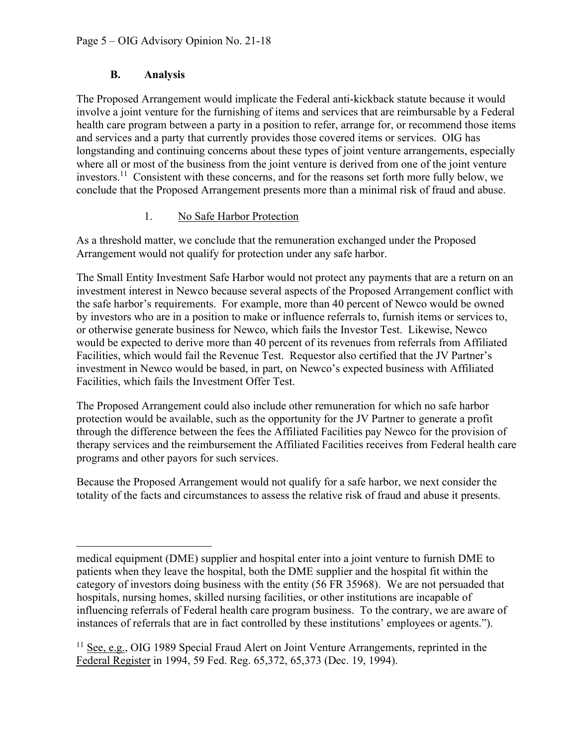## B. Analysis

The Proposed Arrangement would implicate the Federal anti-kickback statute because it would involve a joint venture for the furnishing of items and services that are reimbursable by a Federal health care program between a party in a position to refer, arrange for, or recommend those items and services and a party that currently provides those covered items or services. OIG has longstanding and continuing concerns about these types of joint venture arrangements, especially where all or most of the business from the joint venture is derived from one of the joint venture investors.[11] Consistent with these concerns, and for the reasons set forth more fully below, we conclude that the Proposed Arrangement presents more than a minimal risk of fraud and abuse.

### 1. <u>No Safe Harbor Protection</u>

As a threshold matter, we conclude that the remuneration exchanged under the Proposed Arrangement would not qualify for protection under any safe harbor.

The Small Entity Investment Safe Harbor would not protect any payments that are a return on an investment interest in Newco because several aspects of the Proposed Arrangement conflict with the safe harbor's requirements. For example, more than 40 percent of Newco would be owned by investors who are in a position to make or influence referrals to, furnish items or services to, or otherwise generate business for Newco, which fails the Investor Test. Likewise, Newco would be expected to derive more than 40 percent of its revenues from referrals from Affiliated Facilities, which would fail the Revenue Test. Requestor also certified that the JV Partner's investment in Newco would be based, in part, on Newco's expected business with Affiliated Facilities, which fails the Investment Offer Test.

The Proposed Arrangement could also include other remuneration for which no safe harbor protection would be available, such as the opportunity for the JV Partner to generate a profit through the difference between the fees the Affiliated Facilities pay Newco for the provision of therapy services and the reimbursement the Affiliated Facilities receives from Federal health care programs and other payors for such services.

Because the Proposed Arrangement would not qualify for a safe harbor, we next consider the totality of the facts and circumstances to assess the relative risk of fraud and abuse it presents.

---

medical equipment (DME) supplier and hospital enter into a joint venture to furnish DME to patients when they leave the hospital, both the DME supplier and the hospital fit within the category of investors doing business with the entity (56 FR 35968). We are not persuaded that hospitals, nursing homes, skilled nursing facilities, or other institutions are incapable of influencing referrals of Federal health care program business. To the contrary, we are aware of instances of referrals that are in fact controlled by these institutions' employees or agents.").

[11] <u>See, e.g.</u>, OIG 1989 Special Fraud Alert on Joint Venture Arrangements, reprinted in the <u>Federal Register</u> in 1994, 59 Fed. Reg. 65,372, 65,373 (Dec. 19, 1994).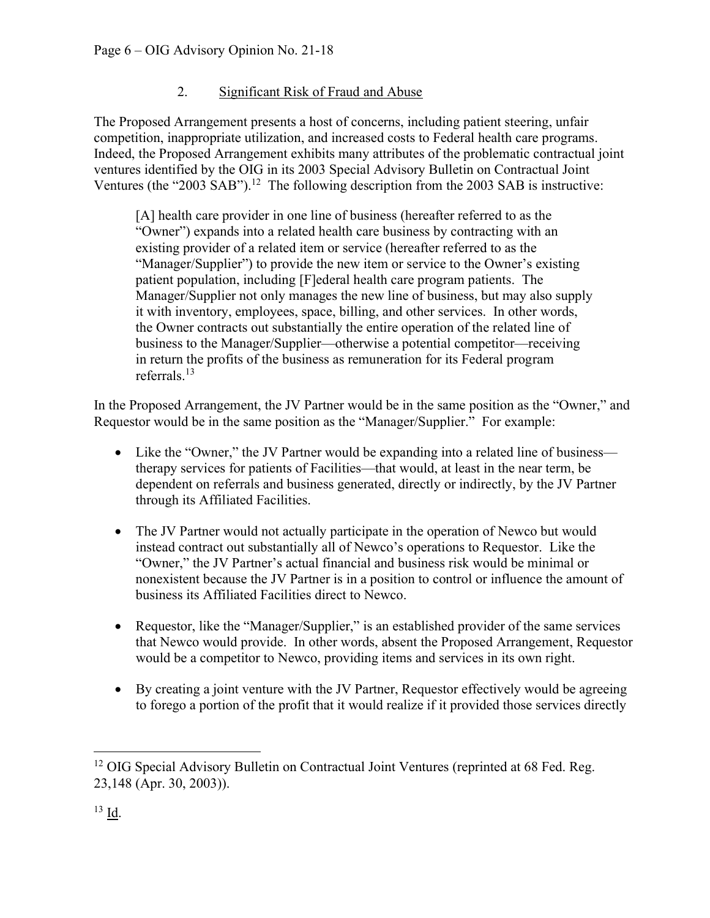### 2. Significant Risk of Fraud and Abuse

The Proposed Arrangement presents a host of concerns, including patient steering, unfair competition, inappropriate utilization, and increased costs to Federal health care programs. Indeed, the Proposed Arrangement exhibits many attributes of the problematic contractual joint ventures identified by the OIG in its 2003 Special Advisory Bulletin on Contractual Joint Ventures (the "2003 SAB").[12] The following description from the 2003 SAB is instructive:

> [A] health care provider in one line of business (hereafter referred to as the "Owner") expands into a related health care business by contracting with an existing provider of a related item or service (hereafter referred to as the "Manager/Supplier") to provide the new item or service to the Owner's existing patient population, including [F]ederal health care program patients. The Manager/Supplier not only manages the new line of business, but may also supply it with inventory, employees, space, billing, and other services. In other words, the Owner contracts out substantially the entire operation of the related line of business to the Manager/Supplier—otherwise a potential competitor—receiving in return the profits of the business as remuneration for its Federal program referrals.[13]

In the Proposed Arrangement, the JV Partner would be in the same position as the "Owner," and Requestor would be in the same position as the "Manager/Supplier." For example:

- Like the "Owner," the JV Partner would be expanding into a related line of business—therapy services for patients of Facilities—that would, at least in the near term, be dependent on referrals and business generated, directly or indirectly, by the JV Partner through its Affiliated Facilities.
- The JV Partner would not actually participate in the operation of Newco but would instead contract out substantially all of Newco's operations to Requestor. Like the "Owner," the JV Partner's actual financial and business risk would be minimal or nonexistent because the JV Partner is in a position to control or influence the amount of business its Affiliated Facilities direct to Newco.
- Requestor, like the "Manager/Supplier," is an established provider of the same services that Newco would provide. In other words, absent the Proposed Arrangement, Requestor would be a competitor to Newco, providing items and services in its own right.
- By creating a joint venture with the JV Partner, Requestor effectively would be agreeing to forego a portion of the profit that it would realize if it provided those services directly

---

[12] OIG Special Advisory Bulletin on Contractual Joint Ventures (reprinted at 68 Fed. Reg. 23,148 (Apr. 30, 2003)).

[13] Id.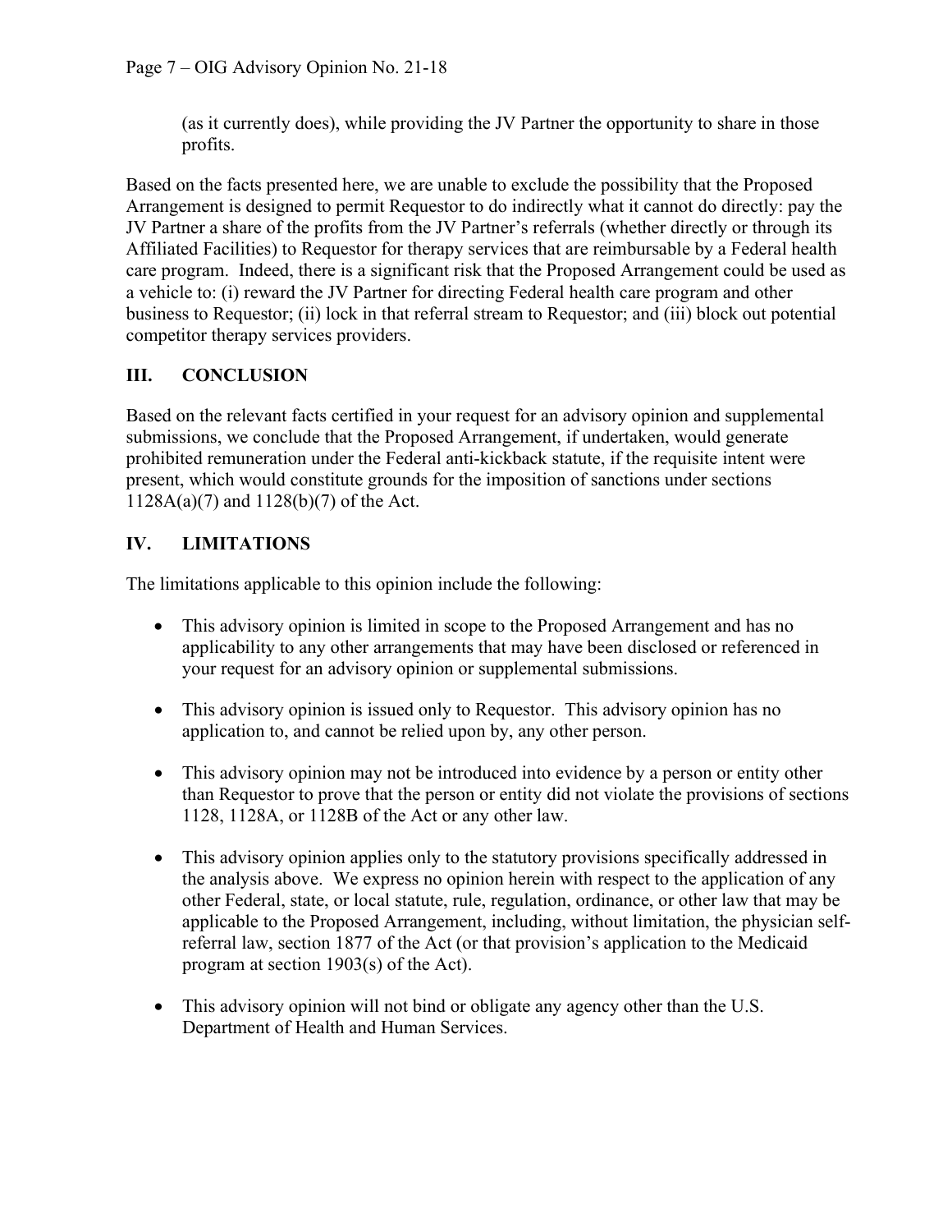(as it currently does), while providing the JV Partner the opportunity to share in those profits.

Based on the facts presented here, we are unable to exclude the possibility that the Proposed Arrangement is designed to permit Requestor to do indirectly what it cannot do directly: pay the JV Partner a share of the profits from the JV Partner's referrals (whether directly or through its Affiliated Facilities) to Requestor for therapy services that are reimbursable by a Federal health care program. Indeed, there is a significant risk that the Proposed Arrangement could be used as a vehicle to: (i) reward the JV Partner for directing Federal health care program and other business to Requestor; (ii) lock in that referral stream to Requestor; and (iii) block out potential competitor therapy services providers.

## III. CONCLUSION

Based on the relevant facts certified in your request for an advisory opinion and supplemental submissions, we conclude that the Proposed Arrangement, if undertaken, would generate prohibited remuneration under the Federal anti-kickback statute, if the requisite intent were present, which would constitute grounds for the imposition of sanctions under sections 1128A(a)(7) and 1128(b)(7) of the Act.

## IV. LIMITATIONS

The limitations applicable to this opinion include the following:

- This advisory opinion is limited in scope to the Proposed Arrangement and has no applicability to any other arrangements that may have been disclosed or referenced in your request for an advisory opinion or supplemental submissions.
- This advisory opinion is issued only to Requestor. This advisory opinion has no application to, and cannot be relied upon by, any other person.
- This advisory opinion may not be introduced into evidence by a person or entity other than Requestor to prove that the person or entity did not violate the provisions of sections 1128, 1128A, or 1128B of the Act or any other law.
- This advisory opinion applies only to the statutory provisions specifically addressed in the analysis above. We express no opinion herein with respect to the application of any other Federal, state, or local statute, rule, regulation, ordinance, or other law that may be applicable to the Proposed Arrangement, including, without limitation, the physician self-referral law, section 1877 of the Act (or that provision's application to the Medicaid program at section 1903(s) of the Act).
- This advisory opinion will not bind or obligate any agency other than the U.S. Department of Health and Human Services.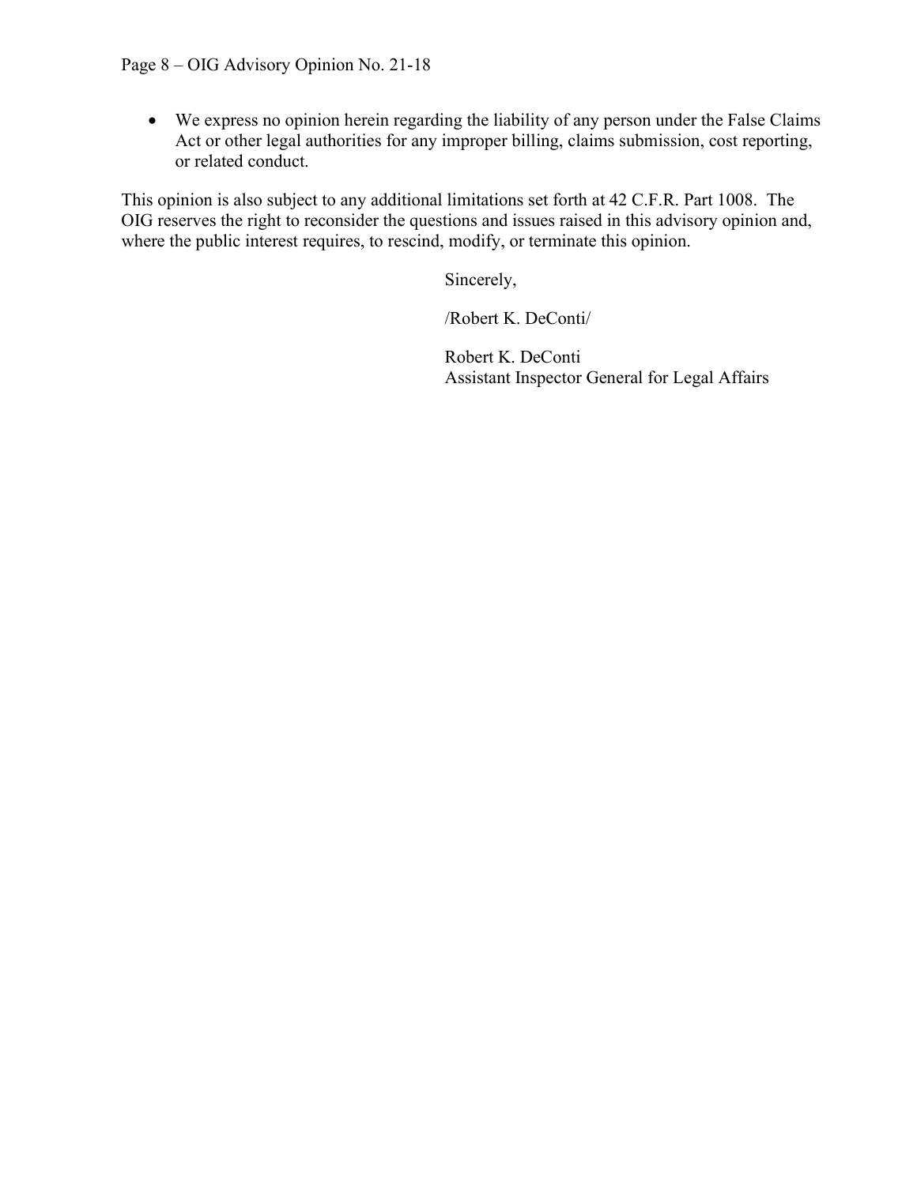- We express no opinion herein regarding the liability of any person under the False Claims Act or other legal authorities for any improper billing, claims submission, cost reporting, or related conduct.

This opinion is also subject to any additional limitations set forth at 42 C.F.R. Part 1008. The OIG reserves the right to reconsider the questions and issues raised in this advisory opinion and, where the public interest requires, to rescind, modify, or terminate this opinion.

Sincerely,

/Robert K. DeConti/

Robert K. DeConti
Assistant Inspector General for Legal Affairs